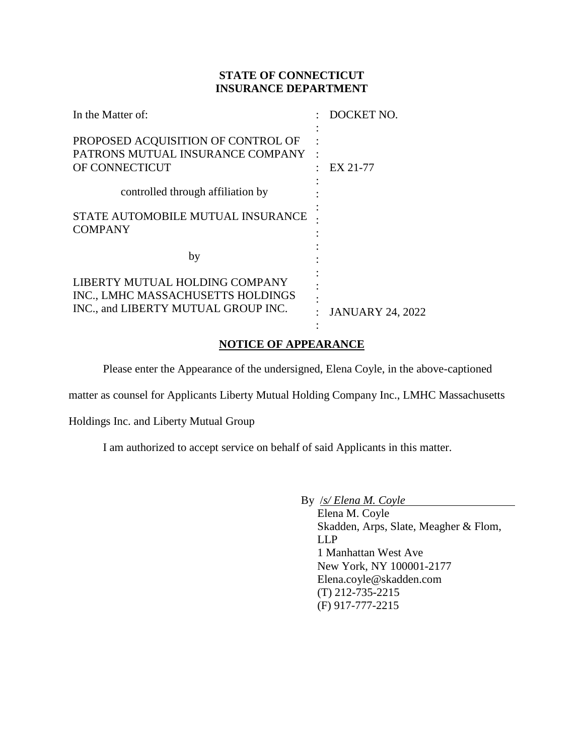**STATE OF CONNECTICUT**
**INSURANCE DEPARTMENT**

| In the Matter of: | : | DOCKET NO. |
|---|---|---|
| PROPOSED ACQUISITION OF CONTROL OF PATRONS MUTUAL INSURANCE COMPANY OF CONNECTICUT | : | EX 21-77 |
| controlled through affiliation by | : | |
| STATE AUTOMOBILE MUTUAL INSURANCE COMPANY | : | |
| by | : | |
| LIBERTY MUTUAL HOLDING COMPANY INC., LMHC MASSACHUSETTS HOLDINGS INC., and LIBERTY MUTUAL GROUP INC. | : | JANUARY 24, 2022 |

**NOTICE OF APPEARANCE**

Please enter the Appearance of the undersigned, Elena Coyle, in the above-captioned matter as counsel for Applicants Liberty Mutual Holding Company Inc., LMHC Massachusetts Holdings Inc. and Liberty Mutual Group

I am authorized to accept service on behalf of said Applicants in this matter.

By */s/ Elena M. Coyle*
Elena M. Coyle
Skadden, Arps, Slate, Meagher & Flom, LLP
1 Manhattan West Ave
New York, NY 100001-2177
Elena.coyle@skadden.com
(T) 212-735-2215
(F) 917-777-2215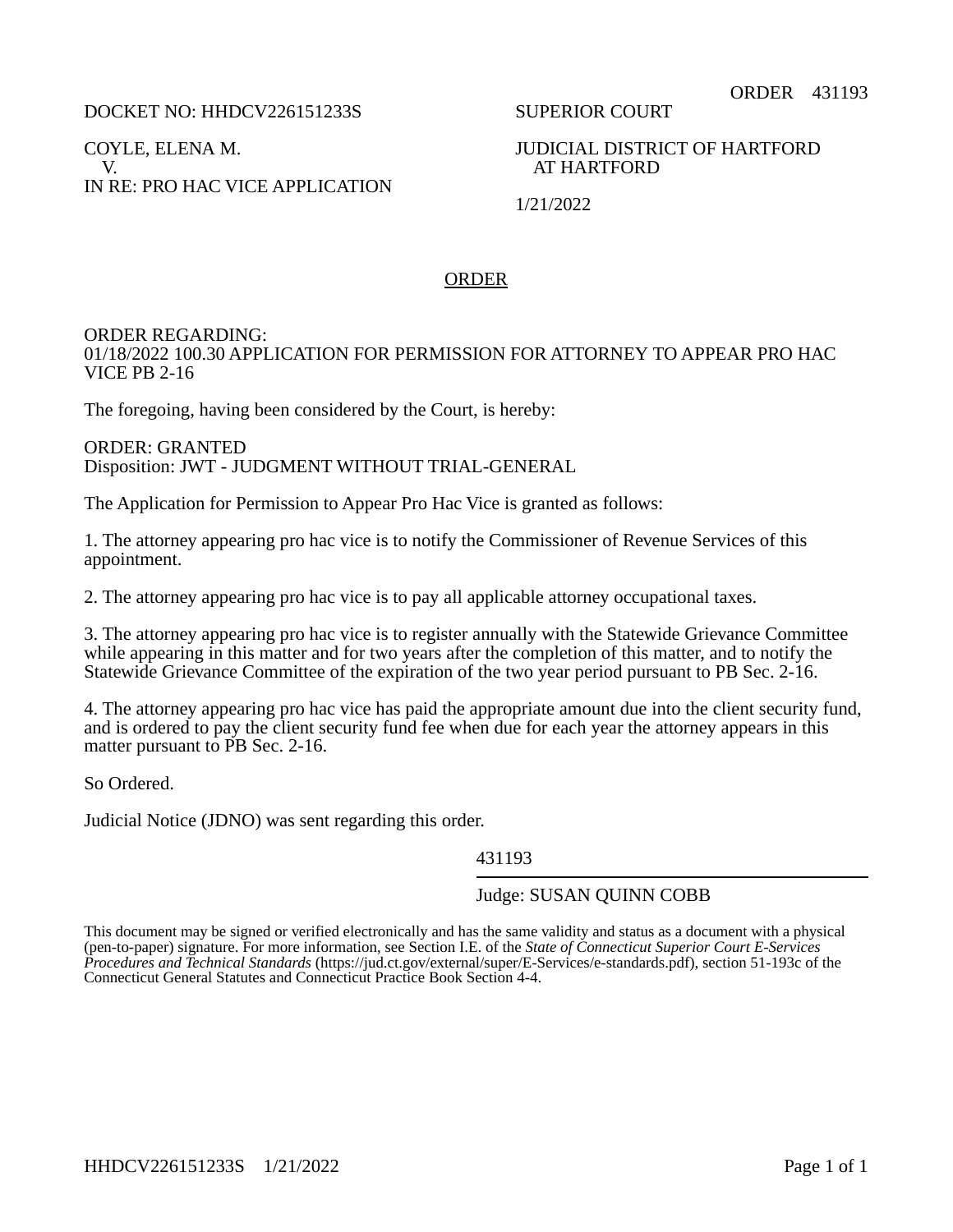ORDER 431193

DOCKET NO: HHDCV226151233S

SUPERIOR COURT

COYLE, ELENA M.
V.
IN RE: PRO HAC VICE APPLICATION

JUDICIAL DISTRICT OF HARTFORD
AT HARTFORD

1/21/2022

## ORDER

ORDER REGARDING:
01/18/2022 100.30 APPLICATION FOR PERMISSION FOR ATTORNEY TO APPEAR PRO HAC VICE PB 2-16

The foregoing, having been considered by the Court, is hereby:

ORDER: GRANTED
Disposition: JWT - JUDGMENT WITHOUT TRIAL-GENERAL

The Application for Permission to Appear Pro Hac Vice is granted as follows:

1. The attorney appearing pro hac vice is to notify the Commissioner of Revenue Services of this appointment.

2. The attorney appearing pro hac vice is to pay all applicable attorney occupational taxes.

3. The attorney appearing pro hac vice is to register annually with the Statewide Grievance Committee while appearing in this matter and for two years after the completion of this matter, and to notify the Statewide Grievance Committee of the expiration of the two year period pursuant to PB Sec. 2-16.

4. The attorney appearing pro hac vice has paid the appropriate amount due into the client security fund, and is ordered to pay the client security fund fee when due for each year the attorney appears in this matter pursuant to PB Sec. 2-16.

So Ordered.

Judicial Notice (JDNO) was sent regarding this order.

431193

Judge: SUSAN QUINN COBB

This document may be signed or verified electronically and has the same validity and status as a document with a physical (pen-to-paper) signature. For more information, see Section I.E. of the *State of Connecticut Superior Court E-Services Procedures and Technical Standards* (https://jud.ct.gov/external/super/E-Services/e-standards.pdf), section 51-193c of the Connecticut General Statutes and Connecticut Practice Book Section 4-4.